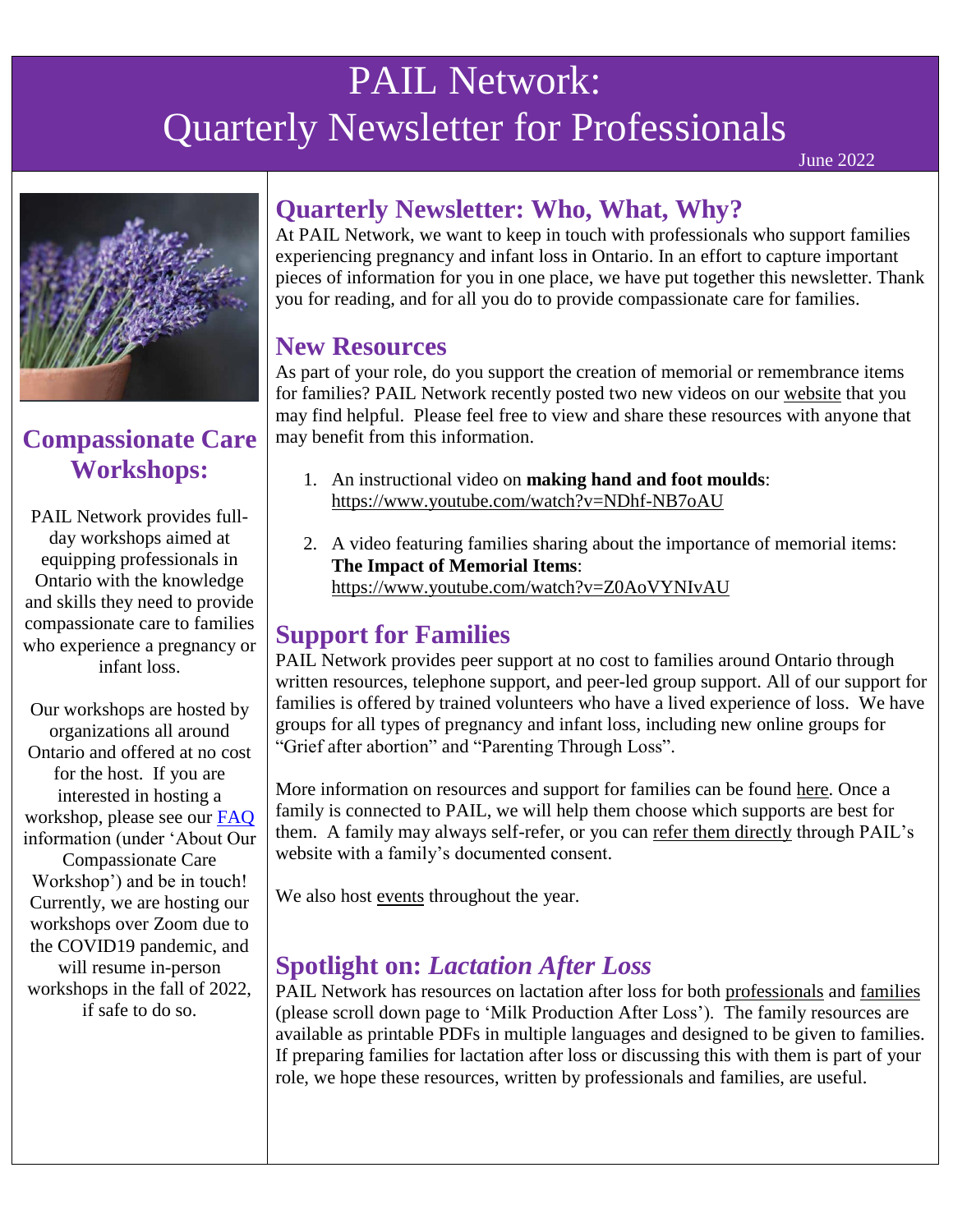# PAIL Network: Quarterly Newsletter for Professionals

June 2022

## Quarterly Newsletter: Who, What, Why?

At PAIL Network, we want to keep in touch with professionals who support families experiencing pregnancy and infant loss in Ontario. In an effort to capture important pieces of information for you in one place, we have put together this newsletter. Thank you for reading, and for all you do to provide compassionate care for families.

## New Resources

As part of your role, do you support the creation of memorial or remembrance items for families? PAIL Network recently posted two new videos on our website that you may find helpful. Please feel free to view and share these resources with anyone that may benefit from this information.

1. An instructional video on **making hand and foot moulds**: https://www.youtube.com/watch?v=NDhf-NB7oAU
2. A video featuring families sharing about the importance of memorial items: **The Impact of Memorial Items**: https://www.youtube.com/watch?v=Z0AoVYNIvAU

## Support for Families

PAIL Network provides peer support at no cost to families around Ontario through written resources, telephone support, and peer-led group support. All of our support for families is offered by trained volunteers who have a lived experience of loss. We have groups for all types of pregnancy and infant loss, including new online groups for "Grief after abortion" and "Parenting Through Loss".

More information on resources and support for families can be found here. Once a family is connected to PAIL, we will help them choose which supports are best for them. A family may always self-refer, or you can refer them directly through PAIL's website with a family's documented consent.

We also host events throughout the year.

## Spotlight on: *Lactation After Loss*

PAIL Network has resources on lactation after loss for both professionals and families (please scroll down page to 'Milk Production After Loss'). The family resources are available as printable PDFs in multiple languages and designed to be given to families. If preparing families for lactation after loss or discussing this with them is part of your role, we hope these resources, written by professionals and families, are useful.

## Compassionate Care Workshops:

PAIL Network provides full-day workshops aimed at equipping professionals in Ontario with the knowledge and skills they need to provide compassionate care to families who experience a pregnancy or infant loss.

Our workshops are hosted by organizations all around Ontario and offered at no cost for the host. If you are interested in hosting a workshop, please see our FAQ information (under 'About Our Compassionate Care Workshop') and be in touch! Currently, we are hosting our workshops over Zoom due to the COVID19 pandemic, and will resume in-person workshops in the fall of 2022, if safe to do so.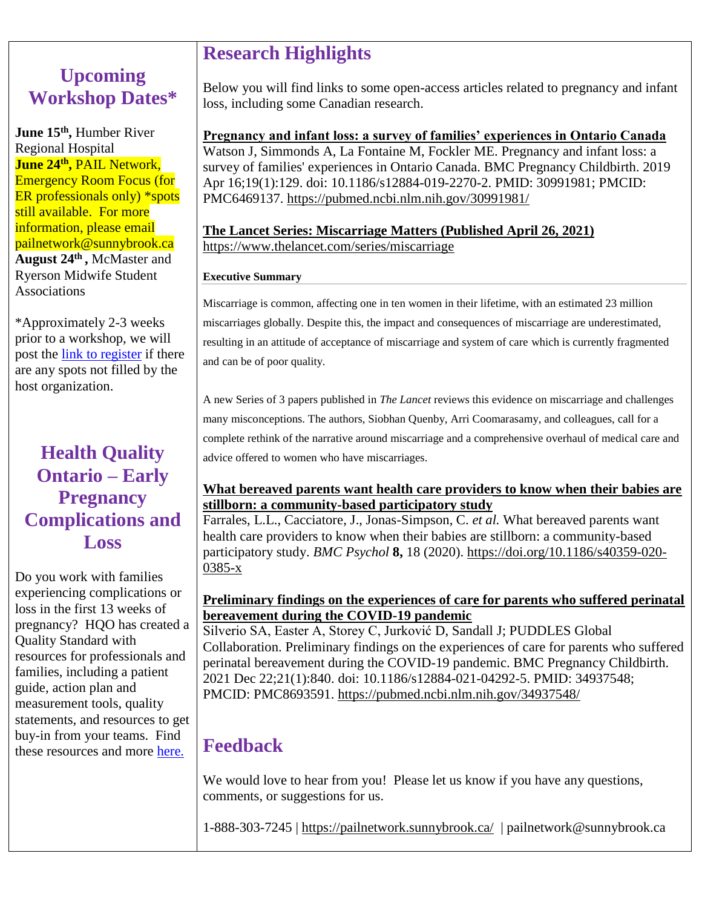## Upcoming Workshop Dates*

**June 15th,** Humber River Regional Hospital
**June 24th,** PAIL Network, Emergency Room Focus (for ER professionals only) *spots still available. For more information, please email pailnetwork@sunnybrook.ca
**August 24th ,** McMaster and Ryerson Midwife Student Associations

*Approximately 2-3 weeks prior to a workshop, we will post the link to register if there are any spots not filled by the host organization.

## Health Quality Ontario – Early Pregnancy Complications and Loss

Do you work with families experiencing complications or loss in the first 13 weeks of pregnancy? HQO has created a Quality Standard with resources for professionals and families, including a patient guide, action plan and measurement tools, quality statements, and resources to get buy-in from your teams. Find these resources and more here.

## Research Highlights

Below you will find links to some open-access articles related to pregnancy and infant loss, including some Canadian research.

**Pregnancy and infant loss: a survey of families' experiences in Ontario Canada**
Watson J, Simmonds A, La Fontaine M, Fockler ME. Pregnancy and infant loss: a survey of families' experiences in Ontario Canada. BMC Pregnancy Childbirth. 2019 Apr 16;19(1):129. doi: 10.1186/s12884-019-2270-2. PMID: 30991981; PMCID: PMC6469137. https://pubmed.ncbi.nlm.nih.gov/30991981/

**The Lancet Series: Miscarriage Matters (Published April 26, 2021)**
https://www.thelancet.com/series/miscarriage

**Executive Summary**

Miscarriage is common, affecting one in ten women in their lifetime, with an estimated 23 million miscarriages globally. Despite this, the impact and consequences of miscarriage are underestimated, resulting in an attitude of acceptance of miscarriage and system of care which is currently fragmented and can be of poor quality.

A new Series of 3 papers published in *The Lancet* reviews this evidence on miscarriage and challenges many misconceptions. The authors, Siobhan Quenby, Arri Coomarasamy, and colleagues, call for a complete rethink of the narrative around miscarriage and a comprehensive overhaul of medical care and advice offered to women who have miscarriages.

**What bereaved parents want health care providers to know when their babies are stillborn: a community-based participatory study**
Farrales, L.L., Cacciatore, J., Jonas-Simpson, C. *et al.* What bereaved parents want health care providers to know when their babies are stillborn: a community-based participatory study. *BMC Psychol* **8,** 18 (2020). https://doi.org/10.1186/s40359-020-0385-x

**Preliminary findings on the experiences of care for parents who suffered perinatal bereavement during the COVID-19 pandemic**
Silverio SA, Easter A, Storey C, Jurković D, Sandall J; PUDDLES Global Collaboration. Preliminary findings on the experiences of care for parents who suffered perinatal bereavement during the COVID-19 pandemic. BMC Pregnancy Childbirth. 2021 Dec 22;21(1):840. doi: 10.1186/s12884-021-04292-5. PMID: 34937548; PMCID: PMC8693591. https://pubmed.ncbi.nlm.nih.gov/34937548/

## Feedback

We would love to hear from you! Please let us know if you have any questions, comments, or suggestions for us.

1-888-303-7245 | https://pailnetwork.sunnybrook.ca/ | pailnetwork@sunnybrook.ca